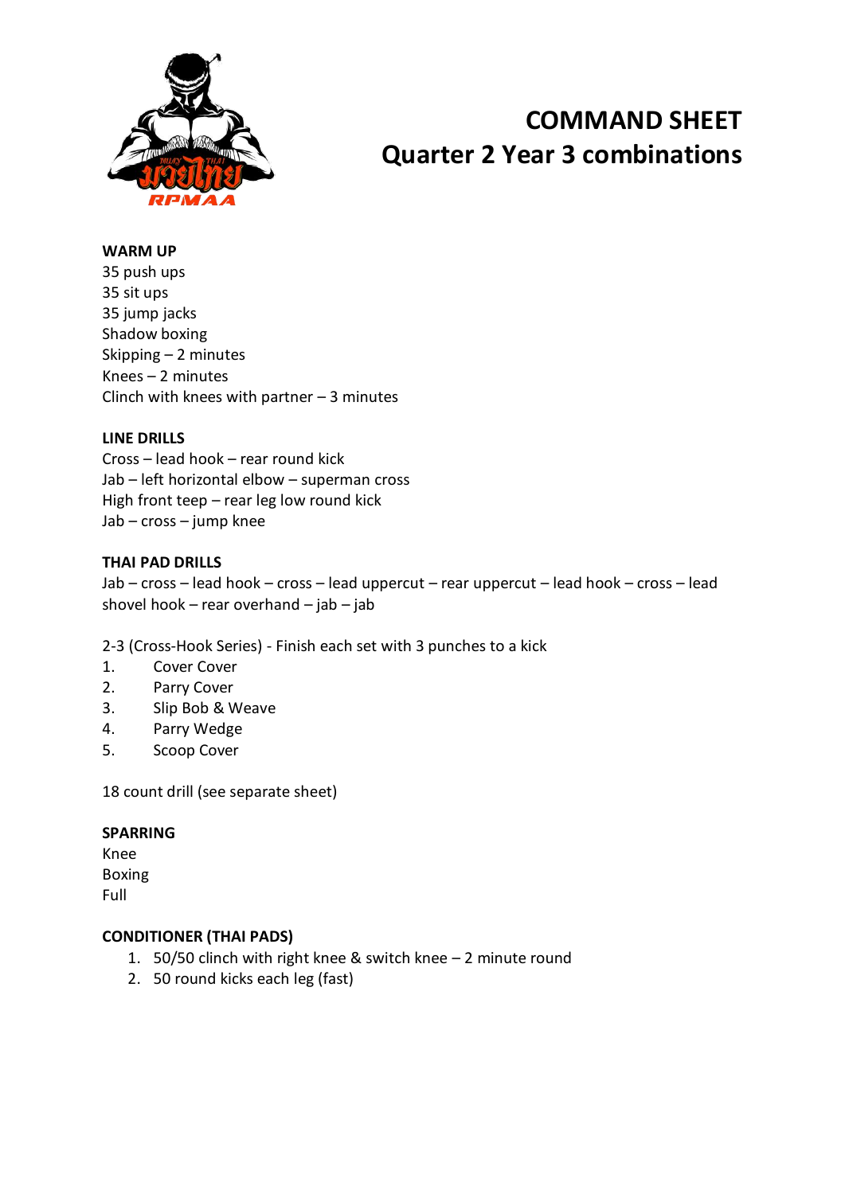# COMMAND SHEET
## Quarter 2 Year 3 combinations

**WARM UP**
35 push ups
35 sit ups
35 jump jacks
Shadow boxing
Skipping – 2 minutes
Knees – 2 minutes
Clinch with knees with partner – 3 minutes

**LINE DRILLS**
Cross – lead hook – rear round kick
Jab – left horizontal elbow – superman cross
High front teep – rear leg low round kick
Jab – cross – jump knee

**THAI PAD DRILLS**
Jab – cross – lead hook – cross – lead uppercut – rear uppercut – lead hook – cross – lead shovel hook – rear overhand – jab – jab

2-3 (Cross-Hook Series) - Finish each set with 3 punches to a kick
1. Cover Cover
2. Parry Cover
3. Slip Bob & Weave
4. Parry Wedge
5. Scoop Cover

18 count drill (see separate sheet)

**SPARRING**
Knee
Boxing
Full

**CONDITIONER (THAI PADS)**
1. 50/50 clinch with right knee & switch knee – 2 minute round
2. 50 round kicks each leg (fast)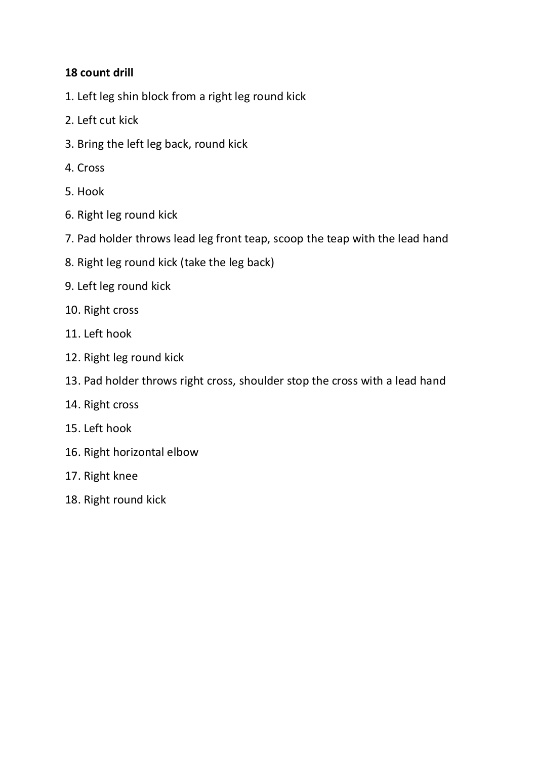**18 count drill**

1. Left leg shin block from a right leg round kick
2. Left cut kick
3. Bring the left leg back, round kick
4. Cross
5. Hook
6. Right leg round kick
7. Pad holder throws lead leg front teap, scoop the teap with the lead hand
8. Right leg round kick (take the leg back)
9. Left leg round kick
10. Right cross
11. Left hook
12. Right leg round kick
13. Pad holder throws right cross, shoulder stop the cross with a lead hand
14. Right cross
15. Left hook
16. Right horizontal elbow
17. Right knee
18. Right round kick